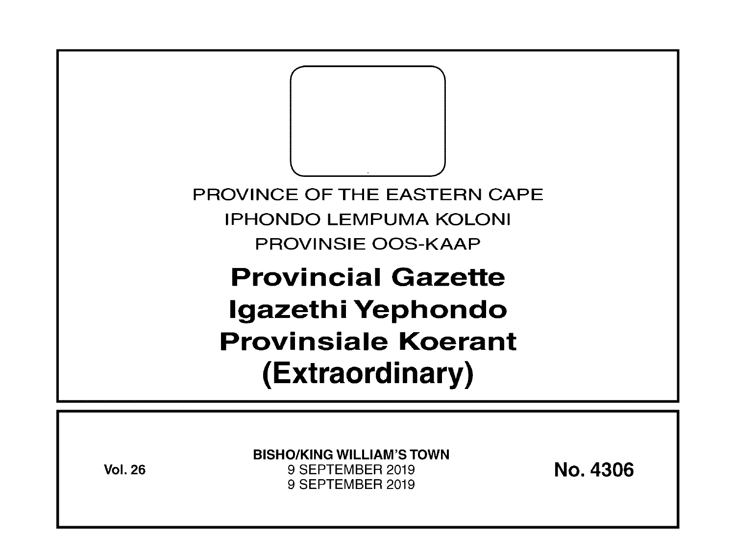PROVINCE OF THE EASTERN CAPE

IPHONDO LEMPUMA KOLONI

PROVINSIE OOS-KAAP

# Provincial Gazette
# Igazethi Yephondo
# Provinsiale Koerant
# (Extraordinary)

**Vol. 26**

**BISHO/KING WILLIAM'S TOWN**
9 SEPTEMBER 2019
9 SEPTEMBER 2019

**No. 4306**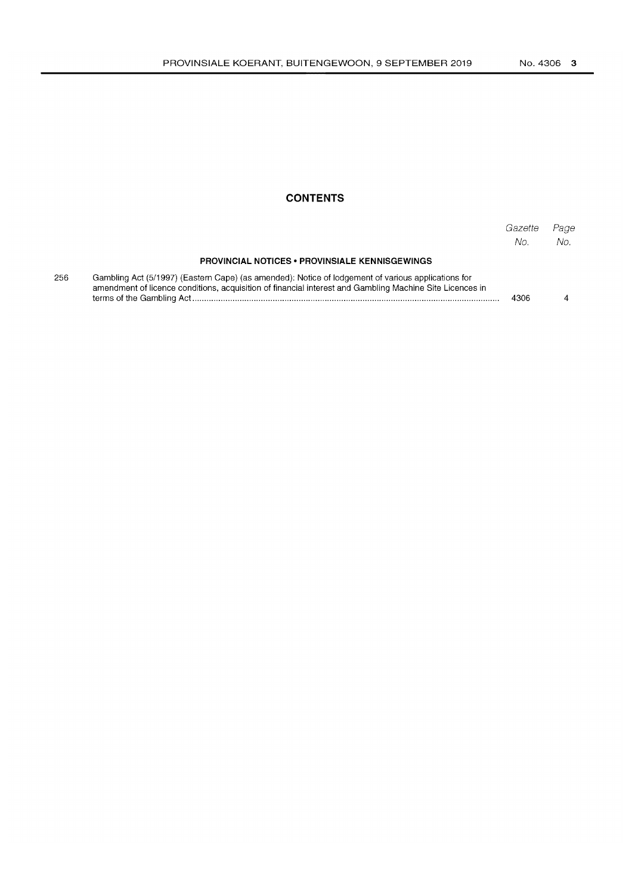## CONTENTS

| | | Gazette No. | Page No. |
|---|---|---|---|
| | **PROVINCIAL NOTICES • PROVINSIALE KENNISGEWINGS** | | |
| 256 | Gambling Act (5/1997) (Eastern Cape) (as amended): Notice of lodgement of various applications for amendment of licence conditions, acquisition of financial interest and Gambling Machine Site Licences in terms of the Gambling Act | 4306 | 4 |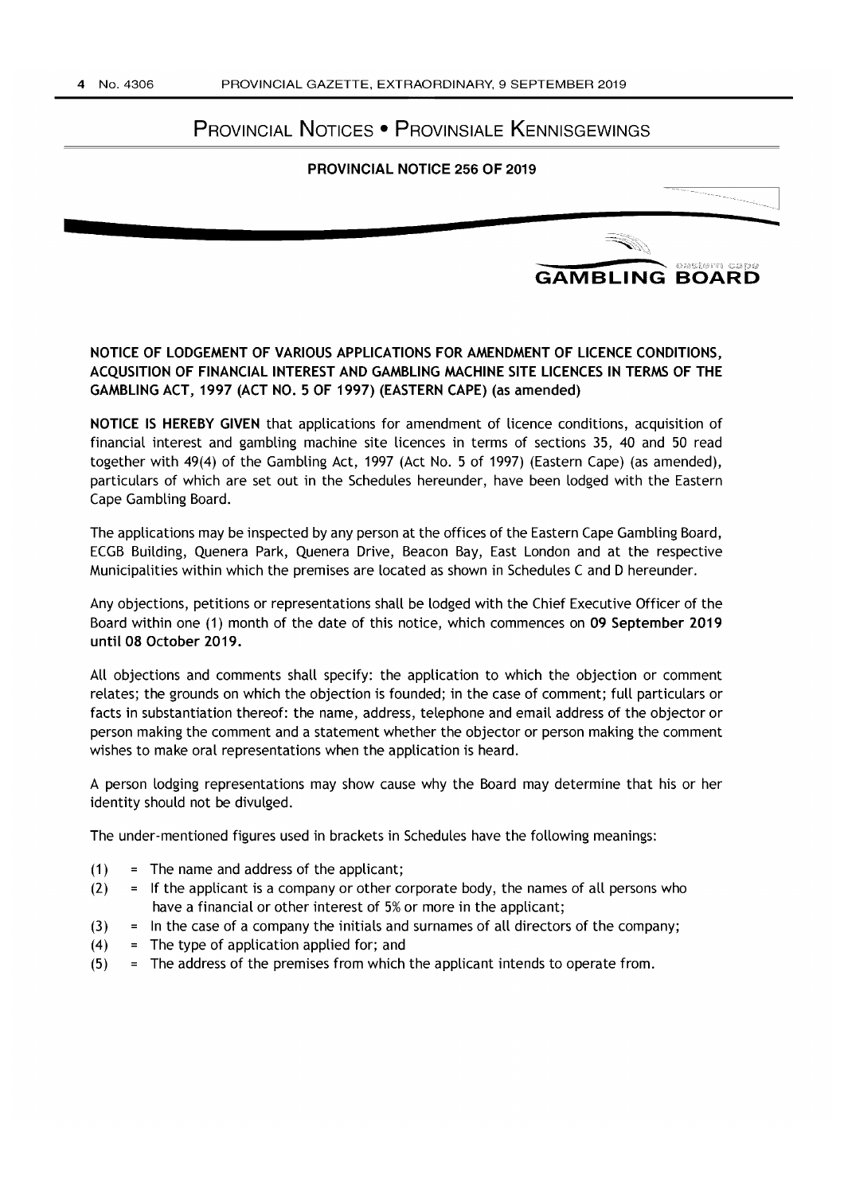# Provincial Notices • Provinsiale Kennisgewings

## PROVINCIAL NOTICE 256 OF 2019

eastern cape
**GAMBLING BOARD**

**NOTICE OF LODGEMENT OF VARIOUS APPLICATIONS FOR AMENDMENT OF LICENCE CONDITIONS, ACQUSITION OF FINANCIAL INTEREST AND GAMBLING MACHINE SITE LICENCES IN TERMS OF THE GAMBLING ACT, 1997 (ACT NO. 5 OF 1997) (EASTERN CAPE) (as amended)**

**NOTICE IS HEREBY GIVEN** that applications for amendment of licence conditions, acquisition of financial interest and gambling machine site licences in terms of sections 35, 40 and 50 read together with 49(4) of the Gambling Act, 1997 (Act No. 5 of 1997) (Eastern Cape) (as amended), particulars of which are set out in the Schedules hereunder, have been lodged with the Eastern Cape Gambling Board.

The applications may be inspected by any person at the offices of the Eastern Cape Gambling Board, ECGB Building, Quenera Park, Quenera Drive, Beacon Bay, East London and at the respective Municipalities within which the premises are located as shown in Schedules C and D hereunder.

Any objections, petitions or representations shall be lodged with the Chief Executive Officer of the Board within one (1) month of the date of this notice, which commences on **09 September 2019 until 08 October 2019.**

All objections and comments shall specify: the application to which the objection or comment relates; the grounds on which the objection is founded; in the case of comment; full particulars or facts in substantiation thereof: the name, address, telephone and email address of the objector or person making the comment and a statement whether the objector or person making the comment wishes to make oral representations when the application is heard.

A person lodging representations may show cause why the Board may determine that his or her identity should not be divulged.

The under-mentioned figures used in brackets in Schedules have the following meanings:

- (1) = The name and address of the applicant;
- (2) = If the applicant is a company or other corporate body, the names of all persons who have a financial or other interest of 5% or more in the applicant;
- (3) = In the case of a company the initials and surnames of all directors of the company;
- (4) = The type of application applied for; and
- (5) = The address of the premises from which the applicant intends to operate from.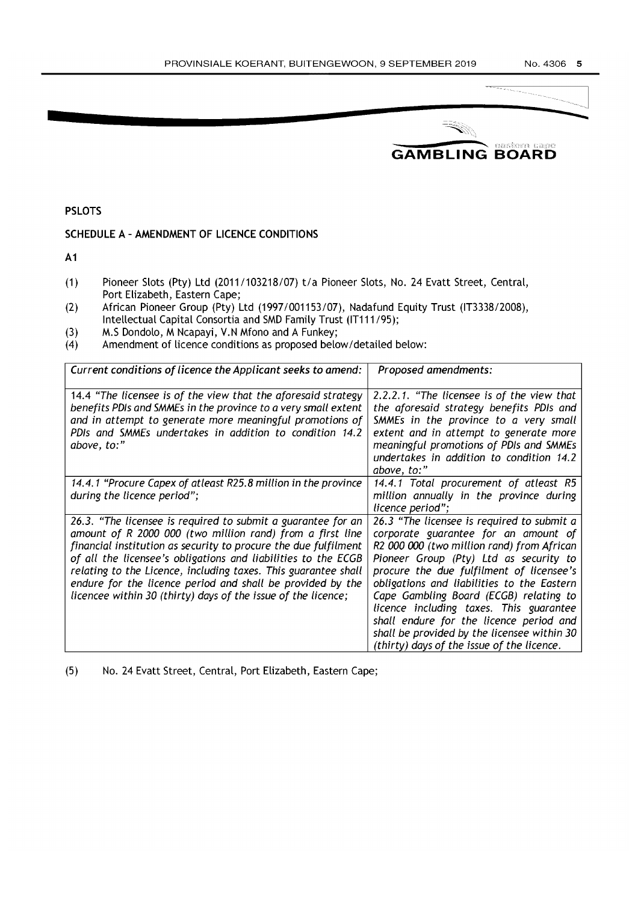**eastern cape GAMBLING BOARD**

**PSLOTS**

**SCHEDULE A – AMENDMENT OF LICENCE CONDITIONS**

**A1**

(1) Pioneer Slots (Pty) Ltd (2011/103218/07) t/a Pioneer Slots, No. 24 Evatt Street, Central, Port Elizabeth, Eastern Cape;
(2) African Pioneer Group (Pty) Ltd (1997/001153/07), Nadafund Equity Trust (IT3338/2008), Intellectual Capital Consortia and SMD Family Trust (IT111/95);
(3) M.S Dondolo, M Ncapayi, V.N Mfono and A Funkey;
(4) Amendment of licence conditions as proposed below/detailed below:

| *Current conditions of licence the Applicant seeks to amend:* | *Proposed amendments:* |
|---|---|
| *14.4 "The licensee is of the view that the aforesaid strategy benefits PDIs and SMMEs in the province to a very small extent and in attempt to generate more meaningful promotions of PDIs and SMMEs undertakes in addition to condition 14.2 above, to:"* | *2.2.2.1. "The licensee is of the view that the aforesaid strategy benefits PDIs and SMMEs in the province to a very small extent and in attempt to generate more meaningful promotions of PDIs and SMMEs undertakes in addition to condition 14.2 above, to:"* |
| *14.4.1 "Procure Capex of atleast R25.8 million in the province during the licence period";* | *14.4.1 Total procurement of atleast R5 million annually in the province during licence period";* |
| *26.3. "The licensee is required to submit a guarantee for an amount of R 2000 000 (two million rand) from a first line financial institution as security to procure the due fulfilment of all the licensee's obligations and liabilities to the ECGB relating to the Licence, including taxes. This guarantee shall endure for the licence period and shall be provided by the licencee within 30 (thirty) days of the issue of the licence;* | *26.3 "The licensee is required to submit a corporate guarantee for an amount of R2 000 000 (two million rand) from African Pioneer Group (Pty) Ltd as security to procure the due fulfilment of licensee's obligations and liabilities to the Eastern Cape Gambling Board (ECGB) relating to licence including taxes. This guarantee shall endure for the licence period and shall be provided by the licensee within 30 (thirty) days of the issue of the licence.* |

(5) No. 24 Evatt Street, Central, Port Elizabeth, Eastern Cape;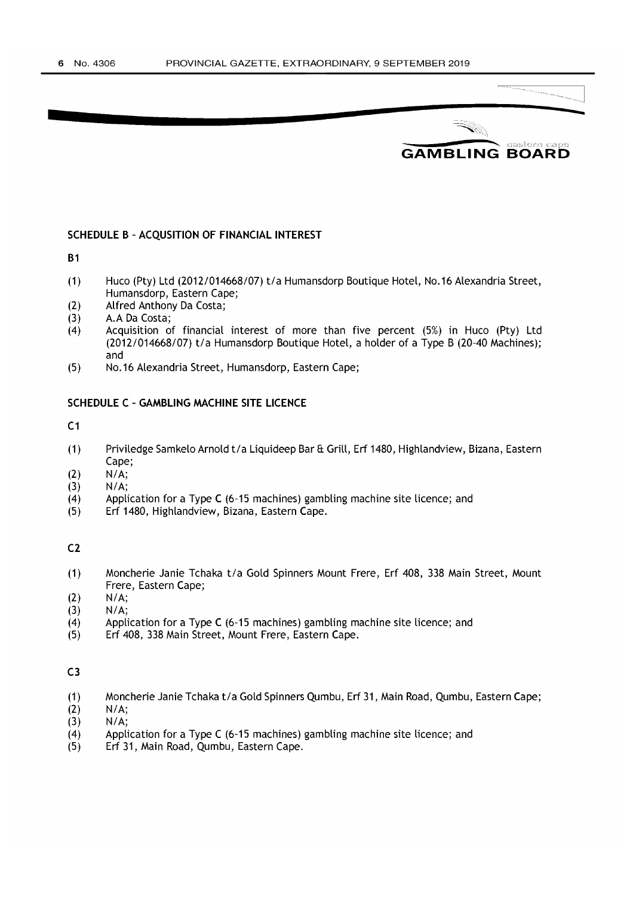## SCHEDULE B – ACQUSITION OF FINANCIAL INTEREST

**B1**

(1) Huco (Pty) Ltd (2012/014668/07) t/a Humansdorp Boutique Hotel, No.16 Alexandria Street, Humansdorp, Eastern Cape;
(2) Alfred Anthony Da Costa;
(3) A.A Da Costa;
(4) Acquisition of financial interest of more than five percent (5%) in Huco (Pty) Ltd (2012/014668/07) t/a Humansdorp Boutique Hotel, a holder of a Type B (20-40 Machines); and
(5) No.16 Alexandria Street, Humansdorp, Eastern Cape;

## SCHEDULE C – GAMBLING MACHINE SITE LICENCE

**C1**

(1) Priviledge Samkelo Arnold t/a Liquideep Bar & Grill, Erf 1480, Highlandview, Bizana, Eastern Cape;
(2) N/A;
(3) N/A;
(4) Application for a Type C (6-15 machines) gambling machine site licence; and
(5) Erf 1480, Highlandview, Bizana, Eastern Cape.

**C2**

(1) Moncherie Janie Tchaka t/a Gold Spinners Mount Frere, Erf 408, 338 Main Street, Mount Frere, Eastern Cape;
(2) N/A;
(3) N/A;
(4) Application for a Type C (6-15 machines) gambling machine site licence; and
(5) Erf 408, 338 Main Street, Mount Frere, Eastern Cape.

**C3**

(1) Moncherie Janie Tchaka t/a Gold Spinners Qumbu, Erf 31, Main Road, Qumbu, Eastern Cape;
(2) N/A;
(3) N/A;
(4) Application for a Type C (6-15 machines) gambling machine site licence; and
(5) Erf 31, Main Road, Qumbu, Eastern Cape.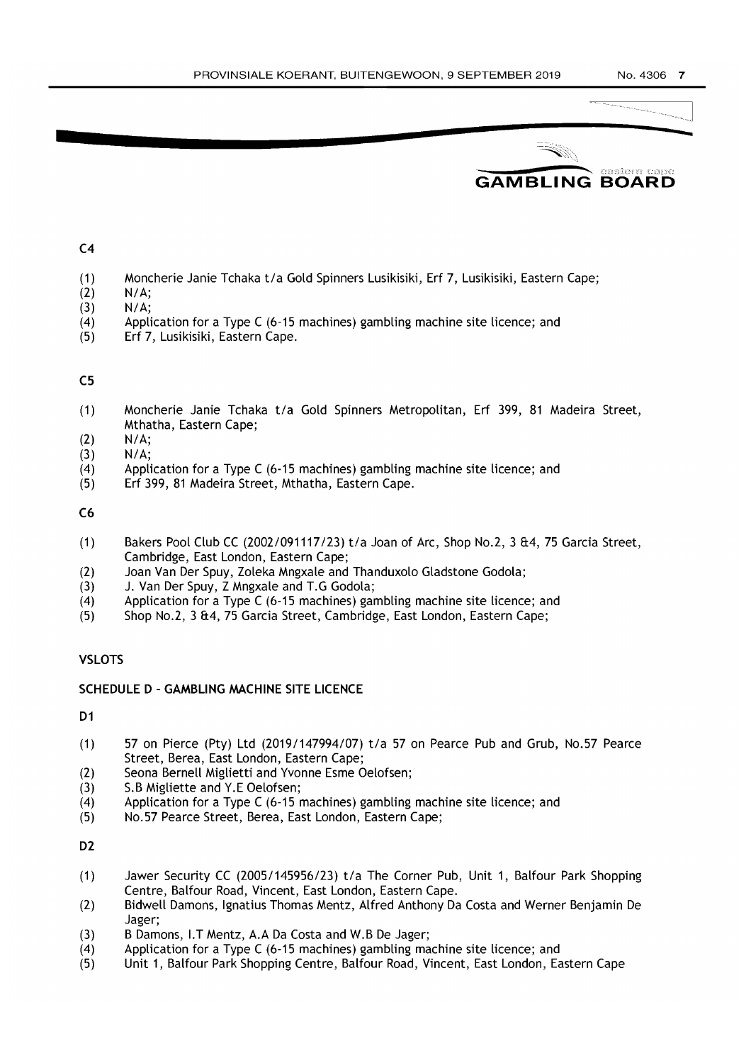**C4**

(1) Moncherie Janie Tchaka t/a Gold Spinners Lusikisiki, Erf 7, Lusikisiki, Eastern Cape;
(2) N/A;
(3) N/A;
(4) Application for a Type C (6-15 machines) gambling machine site licence; and
(5) Erf 7, Lusikisiki, Eastern Cape.

**C5**

(1) Moncherie Janie Tchaka t/a Gold Spinners Metropolitan, Erf 399, 81 Madeira Street, Mthatha, Eastern Cape;
(2) N/A;
(3) N/A;
(4) Application for a Type C (6-15 machines) gambling machine site licence; and
(5) Erf 399, 81 Madeira Street, Mthatha, Eastern Cape.

**C6**

(1) Bakers Pool Club CC (2002/091117/23) t/a Joan of Arc, Shop No.2, 3 &4, 75 Garcia Street, Cambridge, East London, Eastern Cape;
(2) Joan Van Der Spuy, Zoleka Mngxale and Thanduxolo Gladstone Godola;
(3) J. Van Der Spuy, Z Mngxale and T.G Godola;
(4) Application for a Type C (6-15 machines) gambling machine site licence; and
(5) Shop No.2, 3 &4, 75 Garcia Street, Cambridge, East London, Eastern Cape;

**VSLOTS**

**SCHEDULE D - GAMBLING MACHINE SITE LICENCE**

**D1**

(1) 57 on Pierce (Pty) Ltd (2019/147994/07) t/a 57 on Pearce Pub and Grub, No.57 Pearce Street, Berea, East London, Eastern Cape;
(2) Seona Bernell Miglietti and Yvonne Esme Oelofsen;
(3) S.B Migliette and Y.E Oelofsen;
(4) Application for a Type C (6-15 machines) gambling machine site licence; and
(5) No.57 Pearce Street, Berea, East London, Eastern Cape;

**D2**

(1) Jawer Security CC (2005/145956/23) t/a The Corner Pub, Unit 1, Balfour Park Shopping Centre, Balfour Road, Vincent, East London, Eastern Cape.
(2) Bidwell Damons, Ignatius Thomas Mentz, Alfred Anthony Da Costa and Werner Benjamin De Jager;
(3) B Damons, I.T Mentz, A.A Da Costa and W.B De Jager;
(4) Application for a Type C (6-15 machines) gambling machine site licence; and
(5) Unit 1, Balfour Park Shopping Centre, Balfour Road, Vincent, East London, Eastern Cape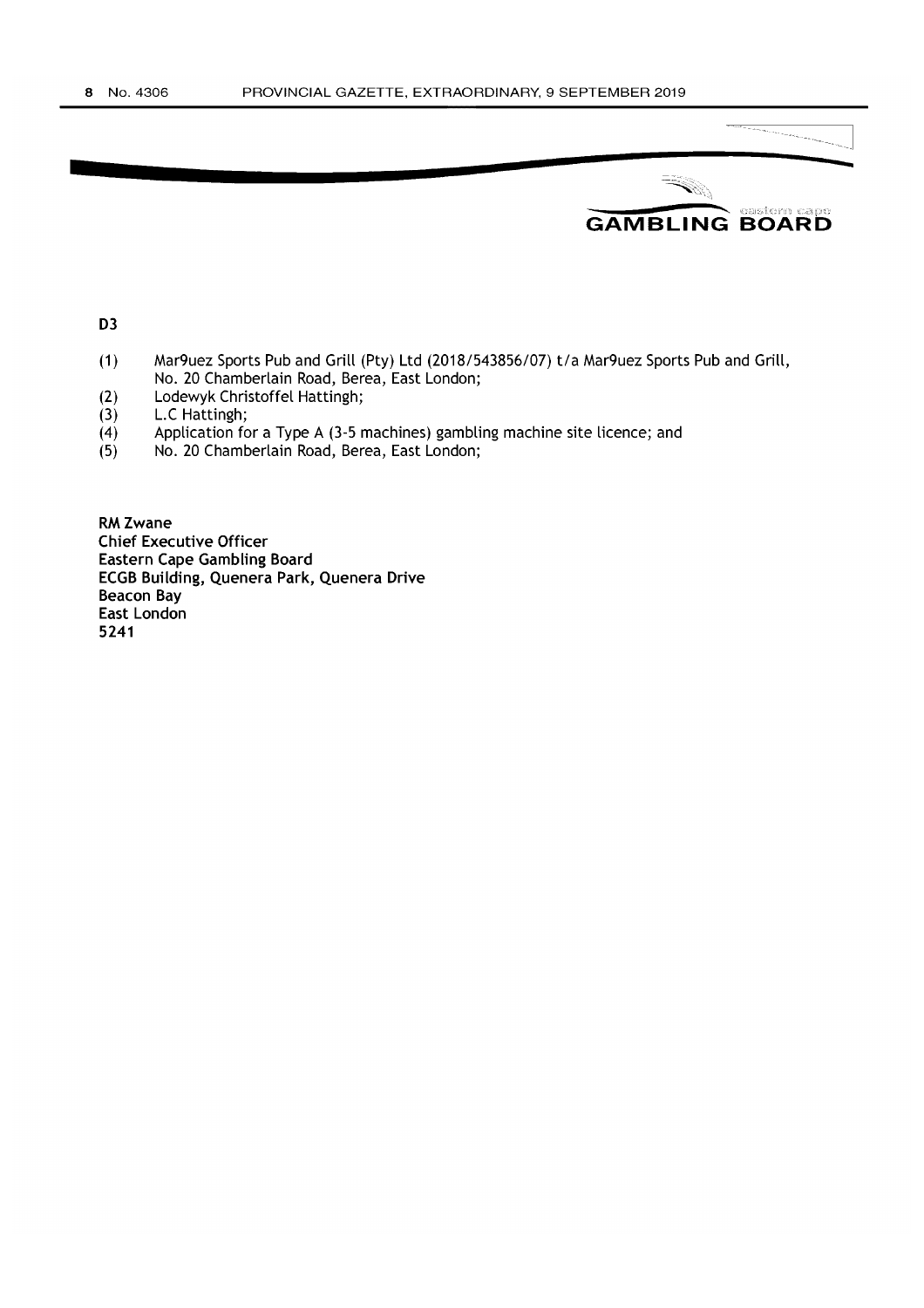**D3**

(1) Mar9uez Sports Pub and Grill (Pty) Ltd (2018/543856/07) t/a Mar9uez Sports Pub and Grill, No. 20 Chamberlain Road, Berea, East London;
(2) Lodewyk Christoffel Hattingh;
(3) L.C Hattingh;
(4) Application for a Type A (3-5 machines) gambling machine site licence; and
(5) No. 20 Chamberlain Road, Berea, East London;

**RM Zwane**
**Chief Executive Officer**
**Eastern Cape Gambling Board**
**ECGB Building, Quenera Park, Quenera Drive**
**Beacon Bay**
**East London**
**5241**